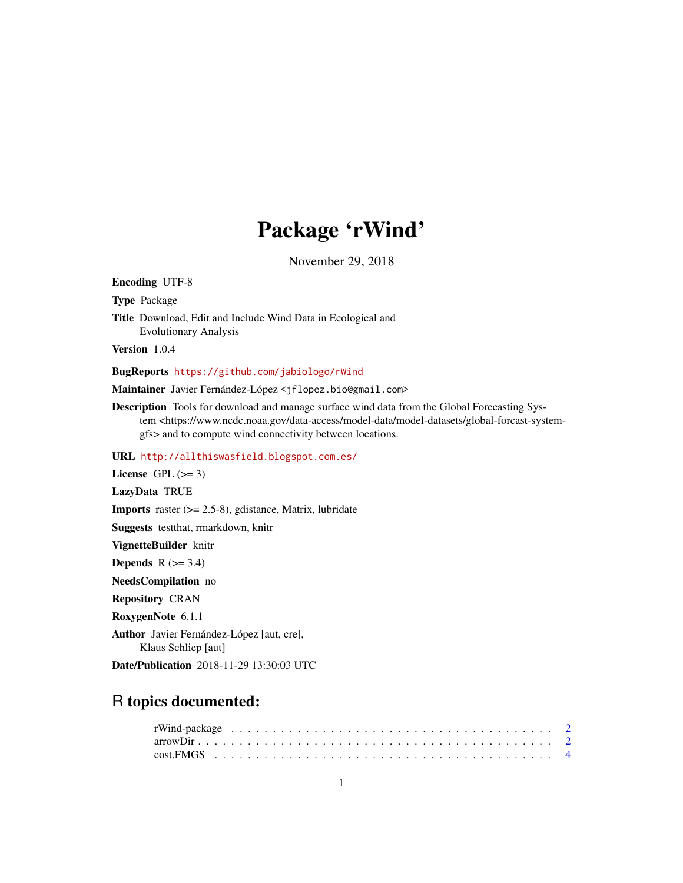# Package 'rWind'

November 29, 2018

**Encoding** UTF-8

**Type** Package

**Title** Download, Edit and Include Wind Data in Ecological and Evolutionary Analysis

**Version** 1.0.4

**BugReports** https://github.com/jabiologo/rWind

**Maintainer** Javier Fernández-López <jflopez.bio@gmail.com>

**Description** Tools for download and manage surface wind data from the Global Forecasting System <https://www.ncdc.noaa.gov/data-access/model-data/model-datasets/global-forcast-system-gfs> and to compute wind connectivity between locations.

**URL** http://allthiswasfield.blogspot.com.es/

**License** GPL (>= 3)

**LazyData** TRUE

**Imports** raster (>= 2.5-8), gdistance, Matrix, lubridate

**Suggests** testthat, rmarkdown, knitr

**VignetteBuilder** knitr

**Depends** R (>= 3.4)

**NeedsCompilation** no

**Repository** CRAN

**RoxygenNote** 6.1.1

**Author** Javier Fernández-López [aut, cre], Klaus Schliep [aut]

**Date/Publication** 2018-11-29 13:30:03 UTC

## R topics documented:

- rWind-package . . . . . . . . . . . . . . . . . . . . . . . . . . . . . . . . . . . . 2
- arrowDir . . . . . . . . . . . . . . . . . . . . . . . . . . . . . . . . . . . . . . . 2
- cost.FMGS . . . . . . . . . . . . . . . . . . . . . . . . . . . . . . . . . . . . . . 4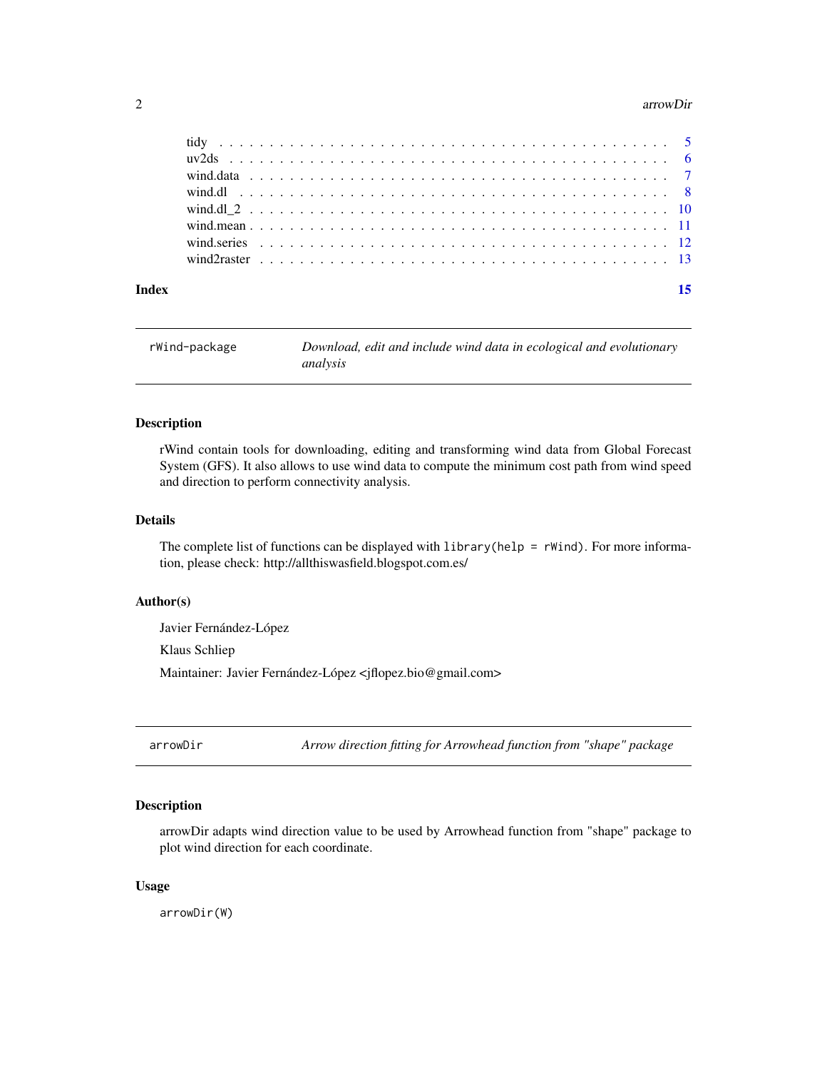tidy . . . . . . . . . . . . . . . . . . . . . . . . . . . . . . . . . . . . . . . . . . 5
uv2ds . . . . . . . . . . . . . . . . . . . . . . . . . . . . . . . . . . . . . . . . . 6
wind.data . . . . . . . . . . . . . . . . . . . . . . . . . . . . . . . . . . . . . . . 7
wind.dl . . . . . . . . . . . . . . . . . . . . . . . . . . . . . . . . . . . . . . . . 8
wind.dl_2 . . . . . . . . . . . . . . . . . . . . . . . . . . . . . . . . . . . . . . . 10
wind.mean . . . . . . . . . . . . . . . . . . . . . . . . . . . . . . . . . . . . . . . 11
wind.series . . . . . . . . . . . . . . . . . . . . . . . . . . . . . . . . . . . . . . 12
wind2raster . . . . . . . . . . . . . . . . . . . . . . . . . . . . . . . . . . . . . . 13

**Index** 15

---

## rWind-package — *Download, edit and include wind data in ecological and evolutionary analysis*

### Description

rWind contain tools for downloading, editing and transforming wind data from Global Forecast System (GFS). It also allows to use wind data to compute the minimum cost path from wind speed and direction to perform connectivity analysis.

### Details

The complete list of functions can be displayed with `library(help = rWind)`. For more information, please check: http://allthiswasfield.blogspot.com.es/

### Author(s)

Javier Fernández-López

Klaus Schliep

Maintainer: Javier Fernández-López <jflopez.bio@gmail.com>

---

## arrowDir — *Arrow direction fitting for Arrowhead function from "shape" package*

### Description

arrowDir adapts wind direction value to be used by Arrowhead function from "shape" package to plot wind direction for each coordinate.

### Usage

```
arrowDir(W)
```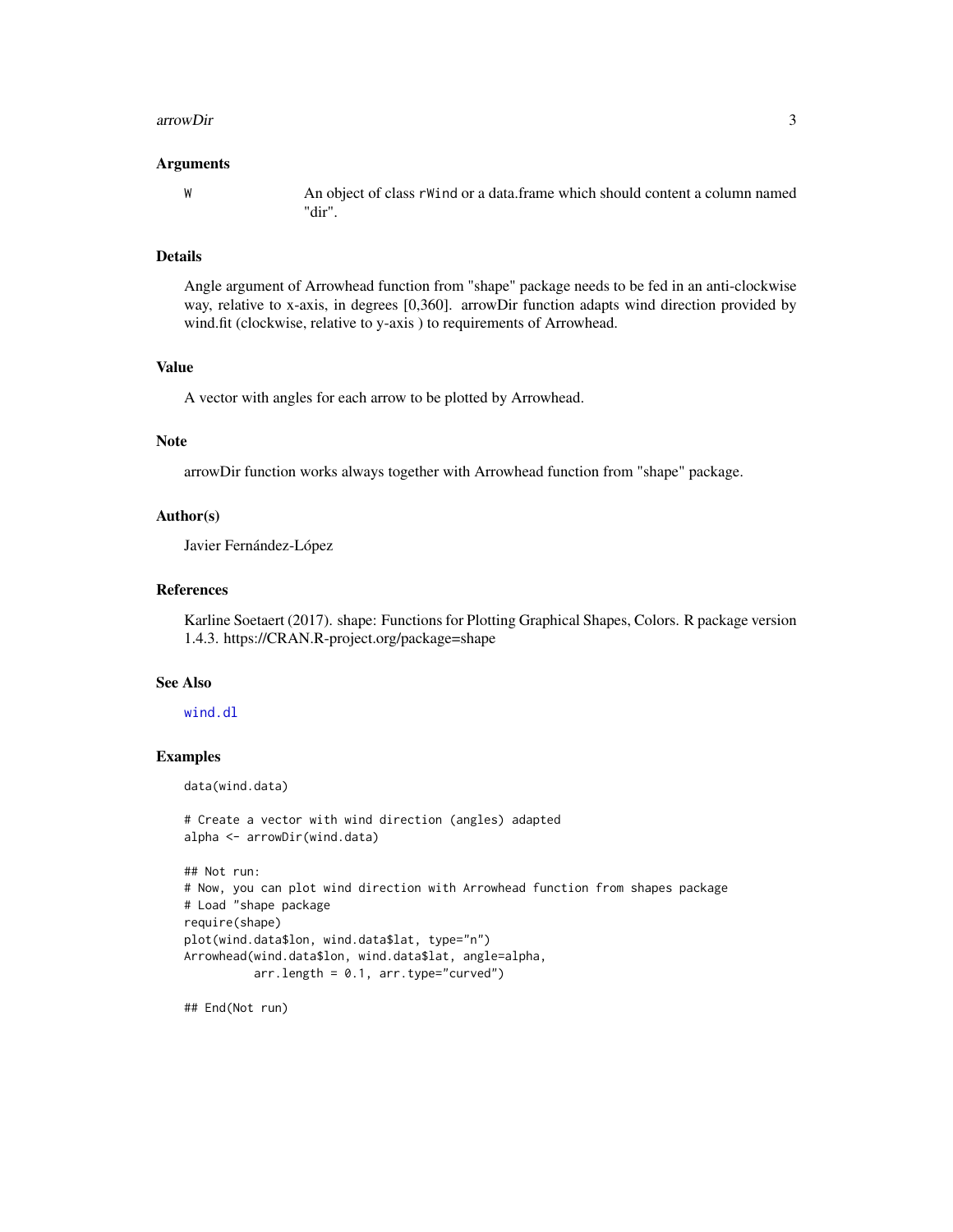### Arguments

W — An object of class rWind or a data.frame which should content a column named "dir".

### Details

Angle argument of Arrowhead function from "shape" package needs to be fed in an anti-clockwise way, relative to x-axis, in degrees [0,360]. arrowDir function adapts wind direction provided by wind.fit (clockwise, relative to y-axis ) to requirements of Arrowhead.

### Value

A vector with angles for each arrow to be plotted by Arrowhead.

### Note

arrowDir function works always together with Arrowhead function from "shape" package.

### Author(s)

Javier Fernández-López

### References

Karline Soetaert (2017). shape: Functions for Plotting Graphical Shapes, Colors. R package version 1.4.3. https://CRAN.R-project.org/package=shape

### See Also

wind.dl

### Examples

```
data(wind.data)

# Create a vector with wind direction (angles) adapted
alpha <- arrowDir(wind.data)

## Not run:
# Now, you can plot wind direction with Arrowhead function from shapes package
# Load "shape package
require(shape)
plot(wind.data$lon, wind.data$lat, type="n")
Arrowhead(wind.data$lon, wind.data$lat, angle=alpha,
         arr.length = 0.1, arr.type="curved")

## End(Not run)
```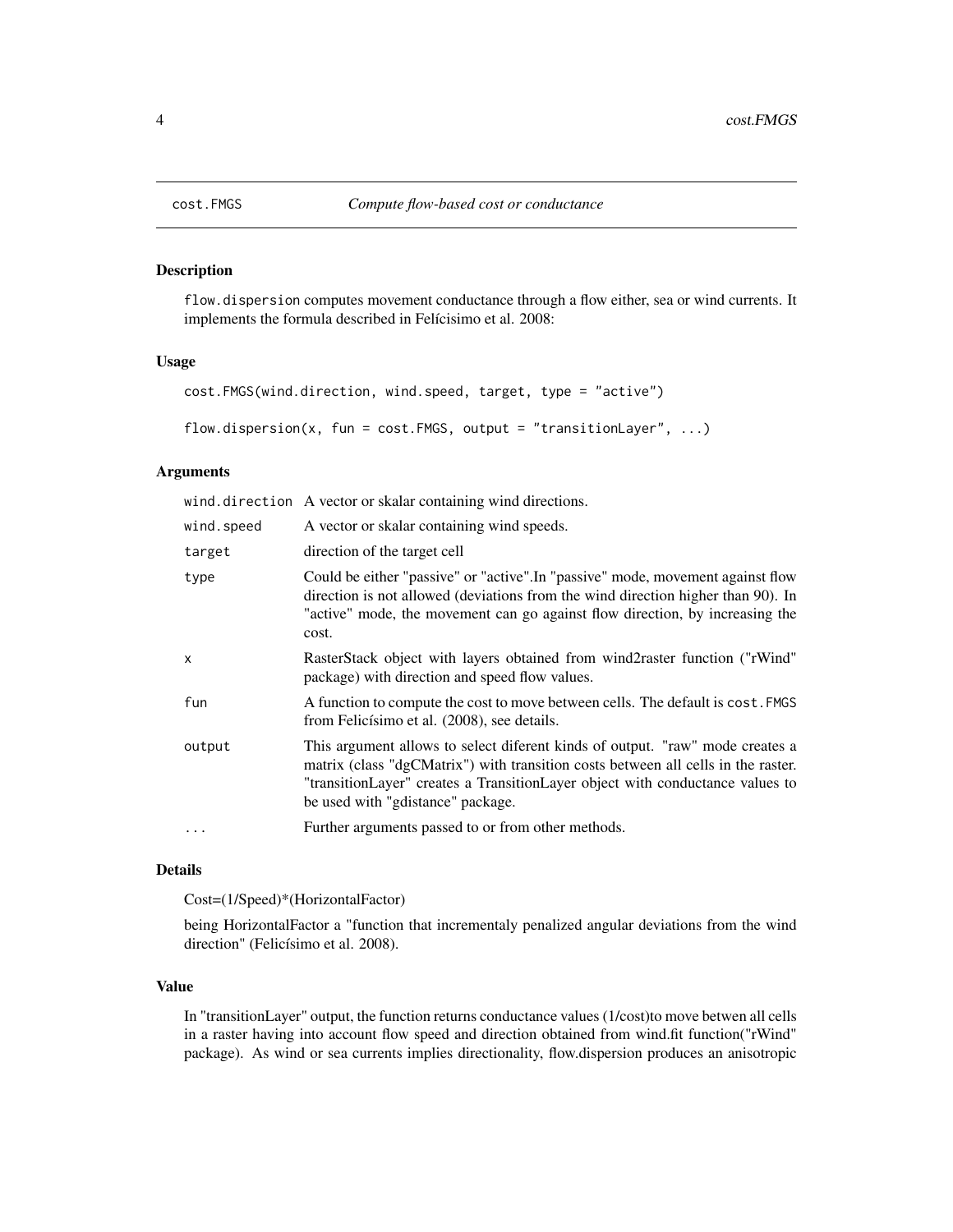# cost.FMGS *Compute flow-based cost or conductance*

## Description

flow.dispersion computes movement conductance through a flow either, sea or wind currents. It implements the formula described in Felícisimo et al. 2008:

## Usage

```
cost.FMGS(wind.direction, wind.speed, target, type = "active")

flow.dispersion(x, fun = cost.FMGS, output = "transitionLayer", ...)
```

## Arguments

| | |
|---|---|
| wind.direction | A vector or skalar containing wind directions. |
| wind.speed | A vector or skalar containing wind speeds. |
| target | direction of the target cell |
| type | Could be either "passive" or "active".In "passive" mode, movement against flow direction is not allowed (deviations from the wind direction higher than 90). In "active" mode, the movement can go against flow direction, by increasing the cost. |
| x | RasterStack object with layers obtained from wind2raster function ("rWind" package) with direction and speed flow values. |
| fun | A function to compute the cost to move between cells. The default is cost.FMGS from Felicísimo et al. (2008), see details. |
| output | This argument allows to select diferent kinds of output. "raw" mode creates a matrix (class "dgCMatrix") with transition costs between all cells in the raster. "transitionLayer" creates a TransitionLayer object with conductance values to be used with "gdistance" package. |
| ... | Further arguments passed to or from other methods. |

## Details

Cost=(1/Speed)*(HorizontalFactor)

being HorizontalFactor a "function that incrementaly penalized angular deviations from the wind direction" (Felicísimo et al. 2008).

## Value

In "transitionLayer" output, the function returns conductance values (1/cost)to move betwen all cells in a raster having into account flow speed and direction obtained from wind.fit function("rWind" package). As wind or sea currents implies directionality, flow.dispersion produces an anisotropic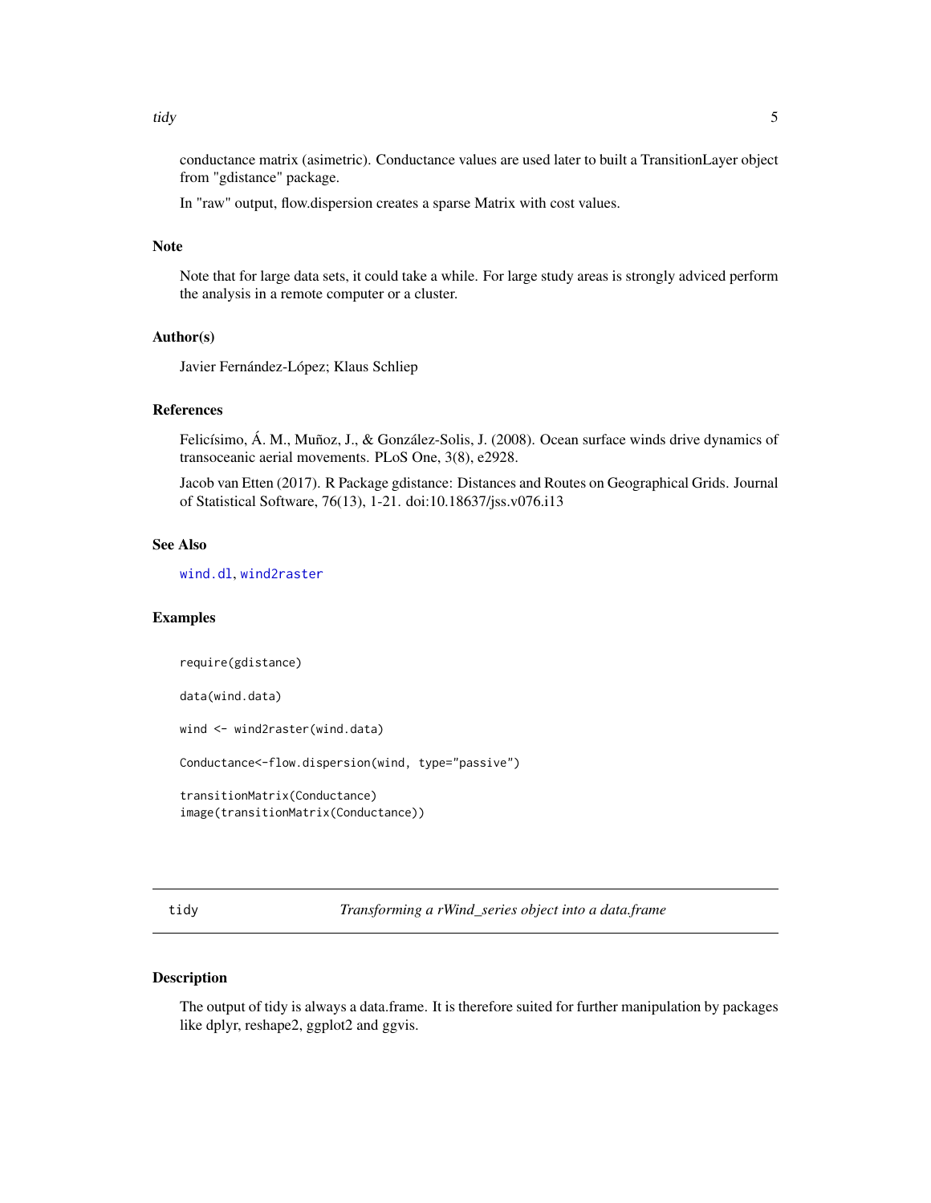conductance matrix (asimetric). Conductance values are used later to built a TransitionLayer object from "gdistance" package.

In "raw" output, flow.dispersion creates a sparse Matrix with cost values.

### Note

Note that for large data sets, it could take a while. For large study areas is strongly adviced perform the analysis in a remote computer or a cluster.

### Author(s)

Javier Fernández-López; Klaus Schliep

### References

Felicísimo, Á. M., Muñoz, J., & González-Solis, J. (2008). Ocean surface winds drive dynamics of transoceanic aerial movements. PLoS One, 3(8), e2928.

Jacob van Etten (2017). R Package gdistance: Distances and Routes on Geographical Grids. Journal of Statistical Software, 76(13), 1-21. doi:10.18637/jss.v076.i13

### See Also

wind.dl, wind2raster

### Examples

```
require(gdistance)

data(wind.data)

wind <- wind2raster(wind.data)

Conductance<-flow.dispersion(wind, type="passive")

transitionMatrix(Conductance)
image(transitionMatrix(Conductance))
```

---

## tidy — *Transforming a rWind_series object into a data.frame*

### Description

The output of tidy is always a data.frame. It is therefore suited for further manipulation by packages like dplyr, reshape2, ggplot2 and ggvis.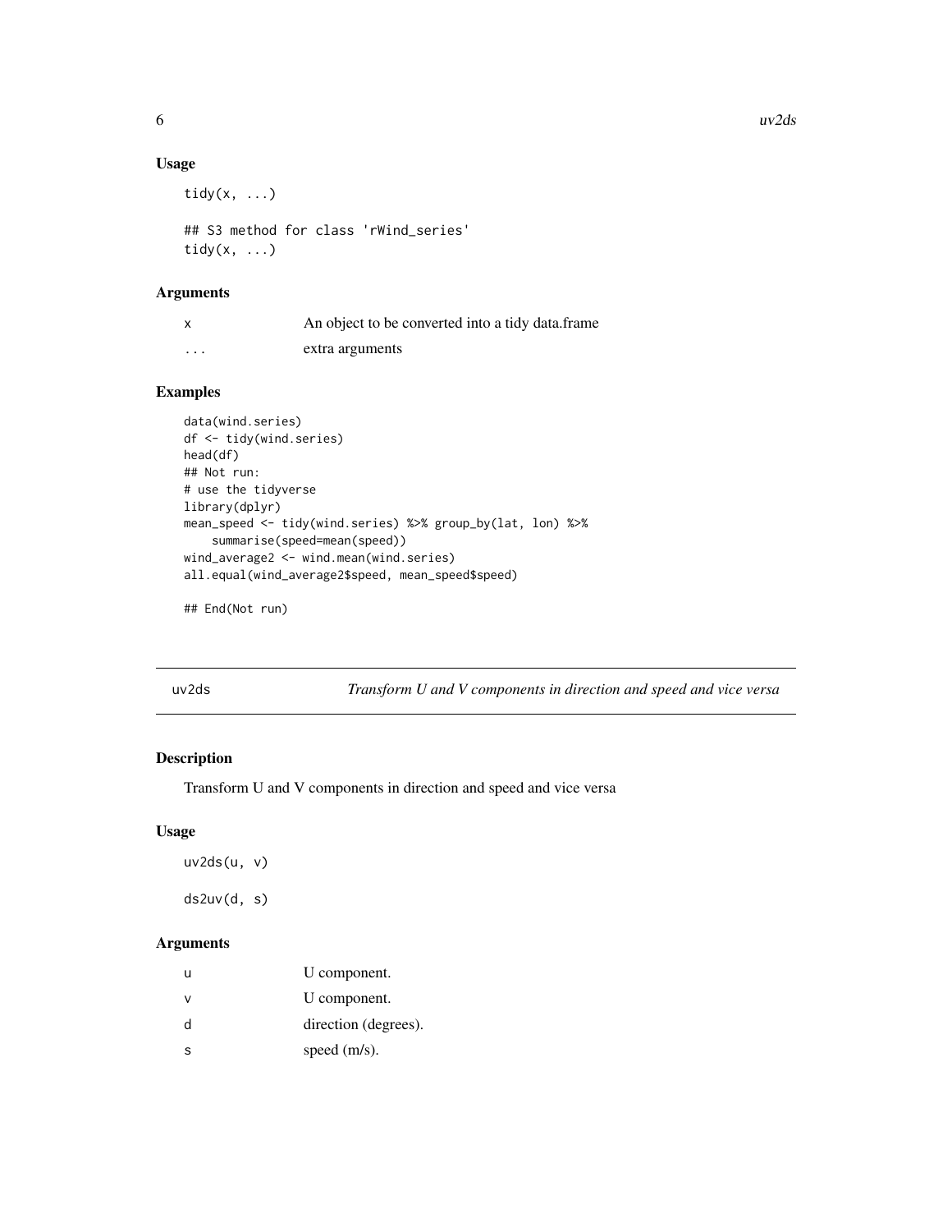### Usage

```
tidy(x, ...)

## S3 method for class 'rWind_series'
tidy(x, ...)
```

### Arguments

| | |
|---|---|
| x | An object to be converted into a tidy data.frame |
| ... | extra arguments |

### Examples

```
data(wind.series)
df <- tidy(wind.series)
head(df)
## Not run:
# use the tidyverse
library(dplyr)
mean_speed <- tidy(wind.series) %>% group_by(lat, lon) %>%
    summarise(speed=mean(speed))
wind_average2 <- wind.mean(wind.series)
all.equal(wind_average2$speed, mean_speed$speed)

## End(Not run)
```

---

## uv2ds — *Transform U and V components in direction and speed and vice versa*

### Description

Transform U and V components in direction and speed and vice versa

### Usage

```
uv2ds(u, v)

ds2uv(d, s)
```

### Arguments

| | |
|---|---|
| u | U component. |
| v | U component. |
| d | direction (degrees). |
| s | speed (m/s). |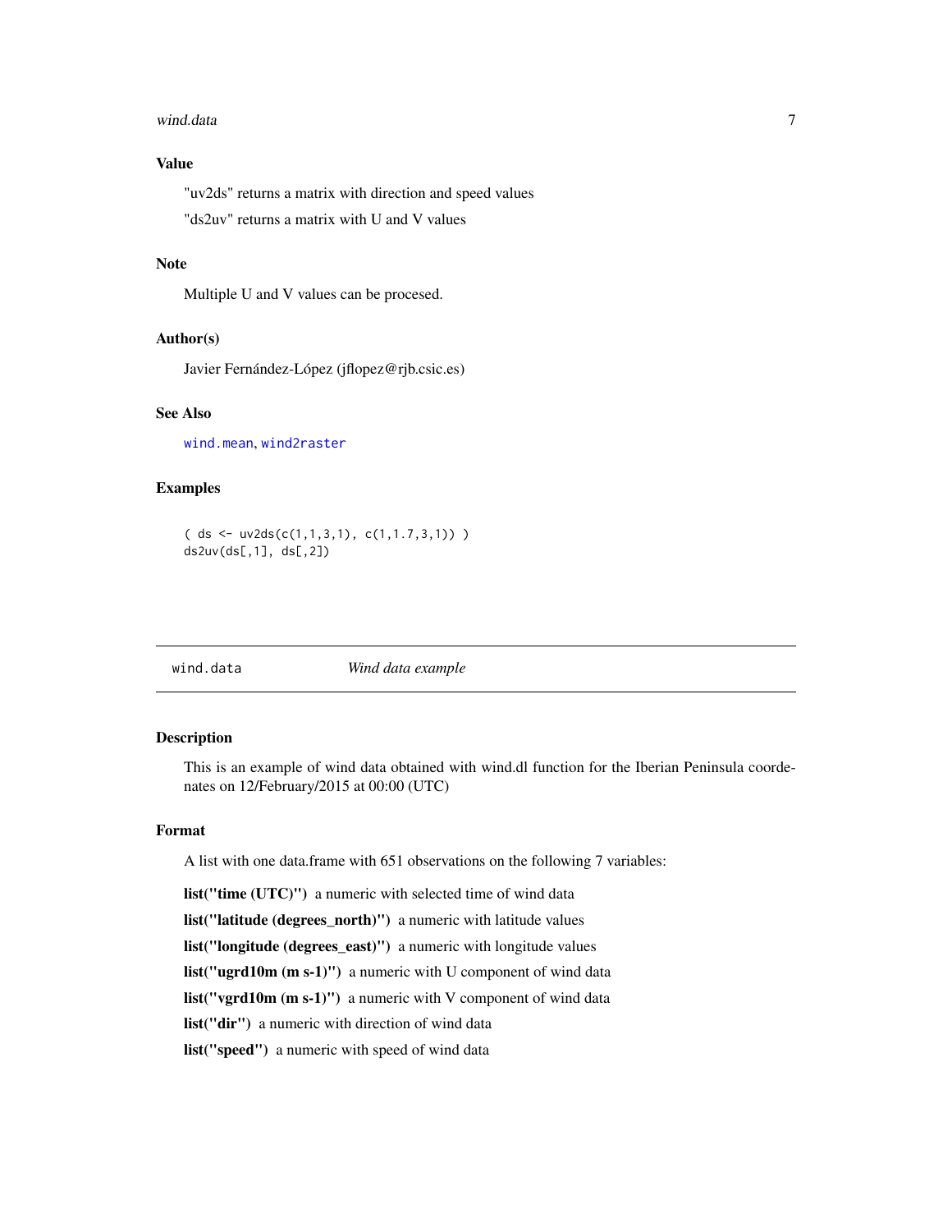### Value

"uv2ds" returns a matrix with direction and speed values

"ds2uv" returns a matrix with U and V values

### Note

Multiple U and V values can be procesed.

### Author(s)

Javier Fernández-López (jflopez@rjb.csic.es)

### See Also

wind.mean, wind2raster

### Examples

```
( ds <- uv2ds(c(1,1,3,1), c(1,1.7,3,1)) )
ds2uv(ds[,1], ds[,2])
```

---

## wind.data — *Wind data example*

### Description

This is an example of wind data obtained with wind.dl function for the Iberian Peninsula coordenates on 12/February/2015 at 00:00 (UTC)

### Format

A list with one data.frame with 651 observations on the following 7 variables:

**list("time (UTC)")** a numeric with selected time of wind data

**list("latitude (degrees_north)")** a numeric with latitude values

**list("longitude (degrees_east)")** a numeric with longitude values

**list("ugrd10m (m s-1)")** a numeric with U component of wind data

**list("vgrd10m (m s-1)")** a numeric with V component of wind data

**list("dir")** a numeric with direction of wind data

**list("speed")** a numeric with speed of wind data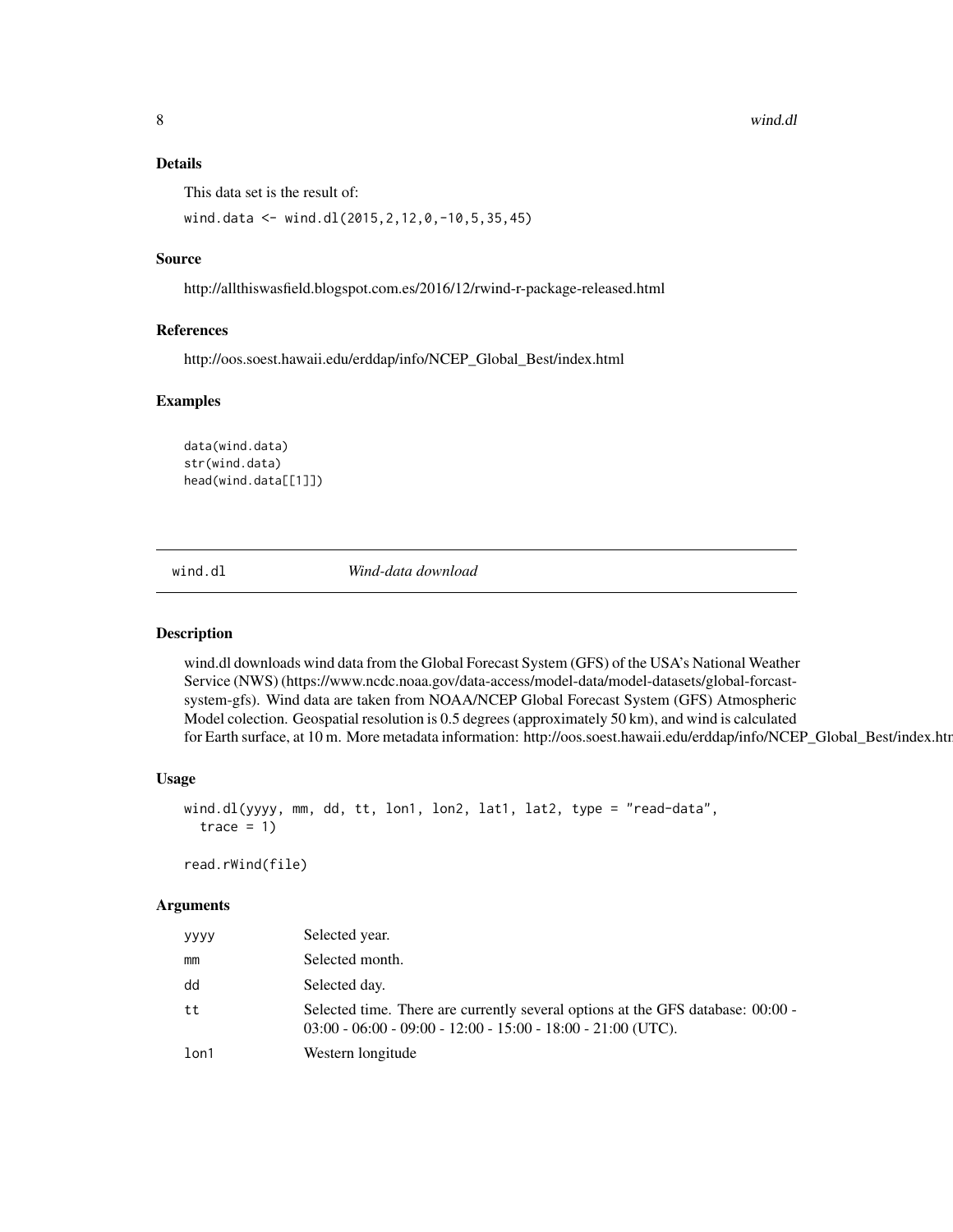### Details

This data set is the result of:

```
wind.data <- wind.dl(2015,2,12,0,-10,5,35,45)
```

### Source

http://allthiswasfield.blogspot.com.es/2016/12/rwind-r-package-released.html

### References

http://oos.soest.hawaii.edu/erddap/info/NCEP_Global_Best/index.html

### Examples

```
data(wind.data)
str(wind.data)
head(wind.data[[1]])
```

---

## wind.dl *Wind-data download*

### Description

wind.dl downloads wind data from the Global Forecast System (GFS) of the USA's National Weather Service (NWS) (https://www.ncdc.noaa.gov/data-access/model-data/model-datasets/global-forcast-system-gfs). Wind data are taken from NOAA/NCEP Global Forecast System (GFS) Atmospheric Model colection. Geospatial resolution is 0.5 degrees (approximately 50 km), and wind is calculated for Earth surface, at 10 m. More metadata information: http://oos.soest.hawaii.edu/erddap/info/NCEP_Global_Best/index.htm

### Usage

```
wind.dl(yyyy, mm, dd, tt, lon1, lon2, lat1, lat2, type = "read-data",
  trace = 1)

read.rWind(file)
```

### Arguments

| | |
|---|---|
| yyyy | Selected year. |
| mm | Selected month. |
| dd | Selected day. |
| tt | Selected time. There are currently several options at the GFS database: 00:00 - 03:00 - 06:00 - 09:00 - 12:00 - 15:00 - 18:00 - 21:00 (UTC). |
| lon1 | Western longitude |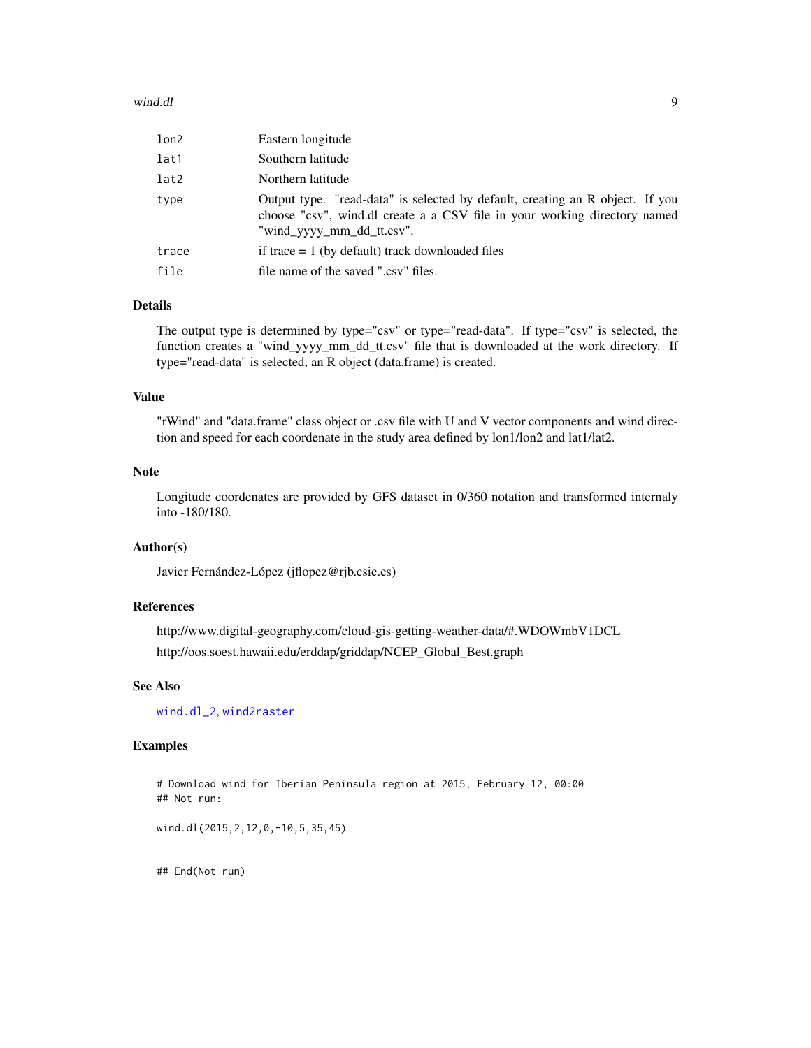| | |
|---|---|
| lon2 | Eastern longitude |
| lat1 | Southern latitude |
| lat2 | Northern latitude |
| type | Output type. "read-data" is selected by default, creating an R object. If you choose "csv", wind.dl create a a CSV file in your working directory named "wind_yyyy_mm_dd_tt.csv". |
| trace | if trace = 1 (by default) track downloaded files |
| file | file name of the saved ".csv" files. |

### Details

The output type is determined by type="csv" or type="read-data". If type="csv" is selected, the function creates a "wind_yyyy_mm_dd_tt.csv" file that is downloaded at the work directory. If type="read-data" is selected, an R object (data.frame) is created.

### Value

"rWind" and "data.frame" class object or .csv file with U and V vector components and wind direction and speed for each coordenate in the study area defined by lon1/lon2 and lat1/lat2.

### Note

Longitude coordenates are provided by GFS dataset in 0/360 notation and transformed internaly into -180/180.

### Author(s)

Javier Fernández-López (jflopez@rjb.csic.es)

### References

http://www.digital-geography.com/cloud-gis-getting-weather-data/#.WDOWmbV1DCL

http://oos.soest.hawaii.edu/erddap/griddap/NCEP_Global_Best.graph

### See Also

wind.dl_2, wind2raster

### Examples

```
# Download wind for Iberian Peninsula region at 2015, February 12, 00:00
## Not run:

wind.dl(2015,2,12,0,-10,5,35,45)


## End(Not run)
```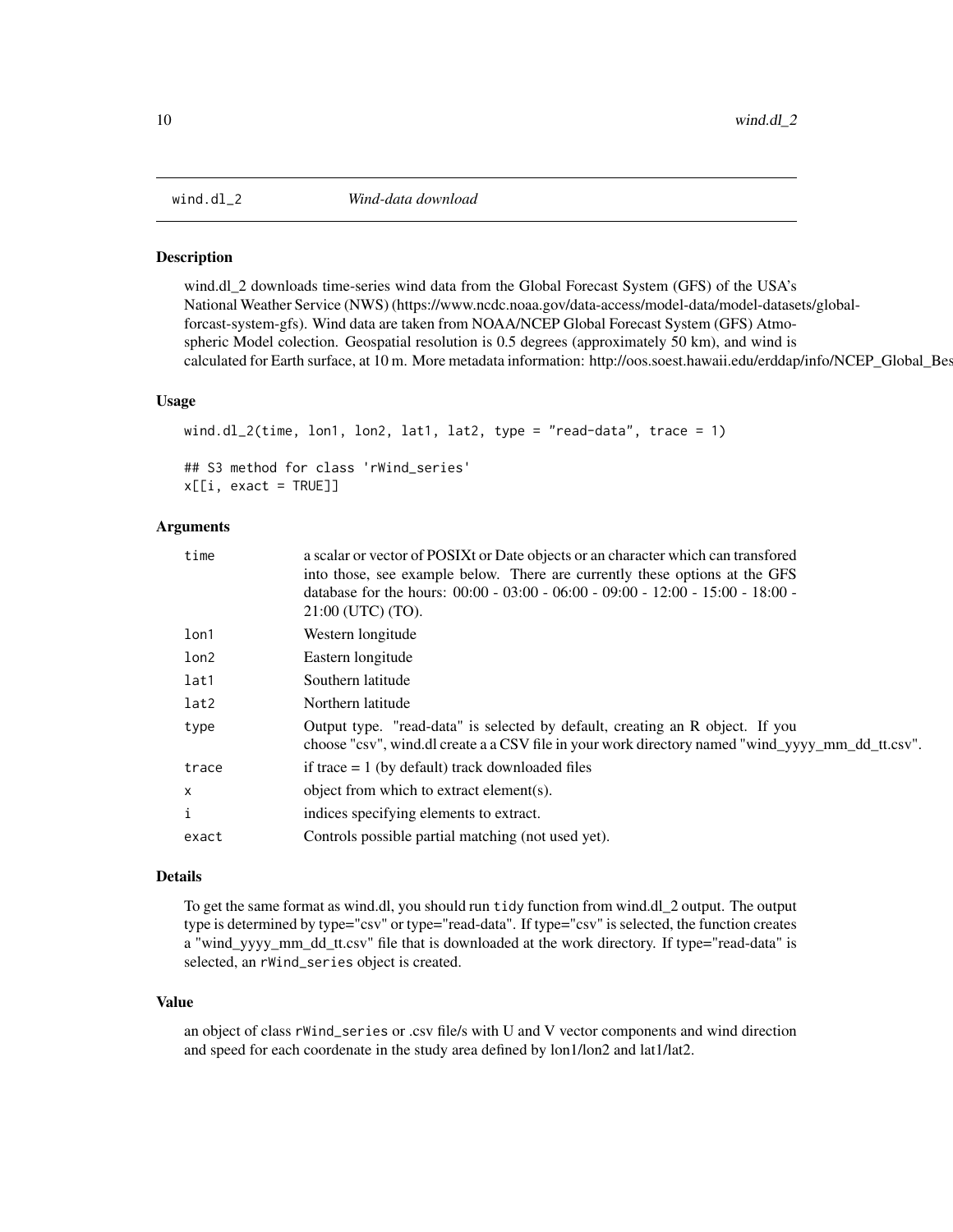## wind.dl_2 — *Wind-data download*

### Description

wind.dl_2 downloads time-series wind data from the Global Forecast System (GFS) of the USA's National Weather Service (NWS) (https://www.ncdc.noaa.gov/data-access/model-data/model-datasets/global-forcast-system-gfs). Wind data are taken from NOAA/NCEP Global Forecast System (GFS) Atmospheric Model colection. Geospatial resolution is 0.5 degrees (approximately 50 km), and wind is calculated for Earth surface, at 10 m. More metadata information: http://oos.soest.hawaii.edu/erddap/info/NCEP_Global_Bes

### Usage

```
wind.dl_2(time, lon1, lon2, lat1, lat2, type = "read-data", trace = 1)

## S3 method for class 'rWind_series'
x[[i, exact = TRUE]]
```

### Arguments

| Argument | Description |
|---|---|
| time | a scalar or vector of POSIXt or Date objects or an character which can transfored into those, see example below. There are currently these options at the GFS database for the hours: 00:00 - 03:00 - 06:00 - 09:00 - 12:00 - 15:00 - 18:00 - 21:00 (UTC) (TO). |
| lon1 | Western longitude |
| lon2 | Eastern longitude |
| lat1 | Southern latitude |
| lat2 | Northern latitude |
| type | Output type. "read-data" is selected by default, creating an R object. If you choose "csv", wind.dl create a a CSV file in your work directory named "wind_yyyy_mm_dd_tt.csv". |
| trace | if trace = 1 (by default) track downloaded files |
| x | object from which to extract element(s). |
| i | indices specifying elements to extract. |
| exact | Controls possible partial matching (not used yet). |

### Details

To get the same format as wind.dl, you should run `tidy` function from wind.dl_2 output. The output type is determined by type="csv" or type="read-data". If type="csv" is selected, the function creates a "wind_yyyy_mm_dd_tt.csv" file that is downloaded at the work directory. If type="read-data" is selected, an `rWind_series` object is created.

### Value

an object of class `rWind_series` or .csv file/s with U and V vector components and wind direction and speed for each coordenate in the study area defined by lon1/lon2 and lat1/lat2.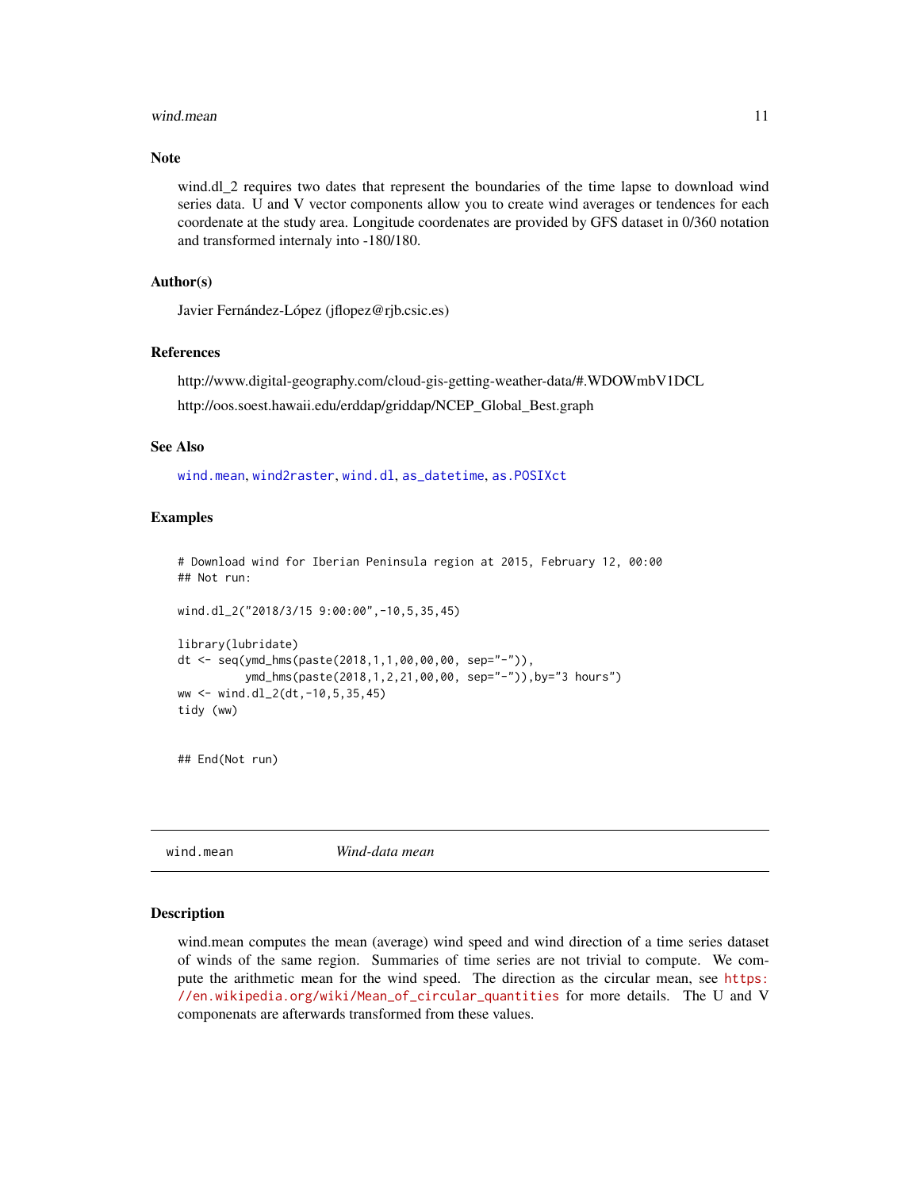## Note

wind.dl_2 requires two dates that represent the boundaries of the time lapse to download wind series data. U and V vector components allow you to create wind averages or tendences for each coordenate at the study area. Longitude coordenates are provided by GFS dataset in 0/360 notation and transformed internaly into -180/180.

## Author(s)

Javier Fernández-López (jflopez@rjb.csic.es)

## References

http://www.digital-geography.com/cloud-gis-getting-weather-data/#.WDOWmbV1DCL

http://oos.soest.hawaii.edu/erddap/griddap/NCEP_Global_Best.graph

## See Also

wind.mean, wind2raster, wind.dl, as_datetime, as.POSIXct

## Examples

```
# Download wind for Iberian Peninsula region at 2015, February 12, 00:00
## Not run:

wind.dl_2("2018/3/15 9:00:00",-10,5,35,45)

library(lubridate)
dt <- seq(ymd_hms(paste(2018,1,1,00,00,00, sep="-")),
          ymd_hms(paste(2018,1,2,21,00,00, sep="-")),by="3 hours")
ww <- wind.dl_2(dt,-10,5,35,45)
tidy (ww)


## End(Not run)
```

---

# wind.mean *Wind-data mean*

## Description

wind.mean computes the mean (average) wind speed and wind direction of a time series dataset of winds of the same region. Summaries of time series are not trivial to compute. We compute the arithmetic mean for the wind speed. The direction as the circular mean, see https://en.wikipedia.org/wiki/Mean_of_circular_quantities for more details. The U and V componenats are afterwards transformed from these values.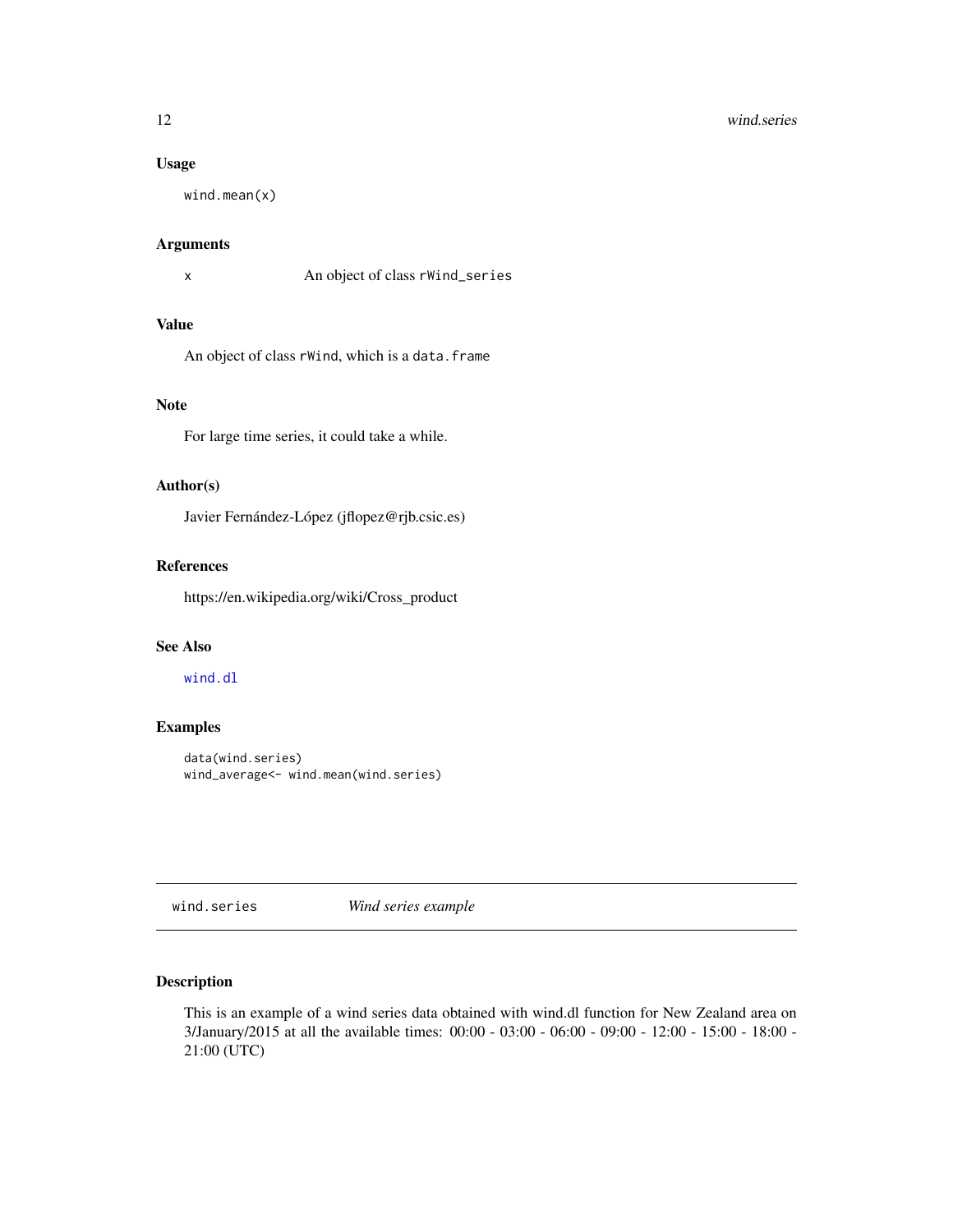### Usage

```
wind.mean(x)
```

### Arguments

x    An object of class rWind_series

### Value

An object of class rWind, which is a data.frame

### Note

For large time series, it could take a while.

### Author(s)

Javier Fernández-López (jflopez@rjb.csic.es)

### References

https://en.wikipedia.org/wiki/Cross_product

### See Also

wind.dl

### Examples

```
data(wind.series)
wind_average<- wind.mean(wind.series)
```

---

## wind.series    *Wind series example*

---

### Description

This is an example of a wind series data obtained with wind.dl function for New Zealand area on 3/January/2015 at all the available times: 00:00 - 03:00 - 06:00 - 09:00 - 12:00 - 15:00 - 18:00 - 21:00 (UTC)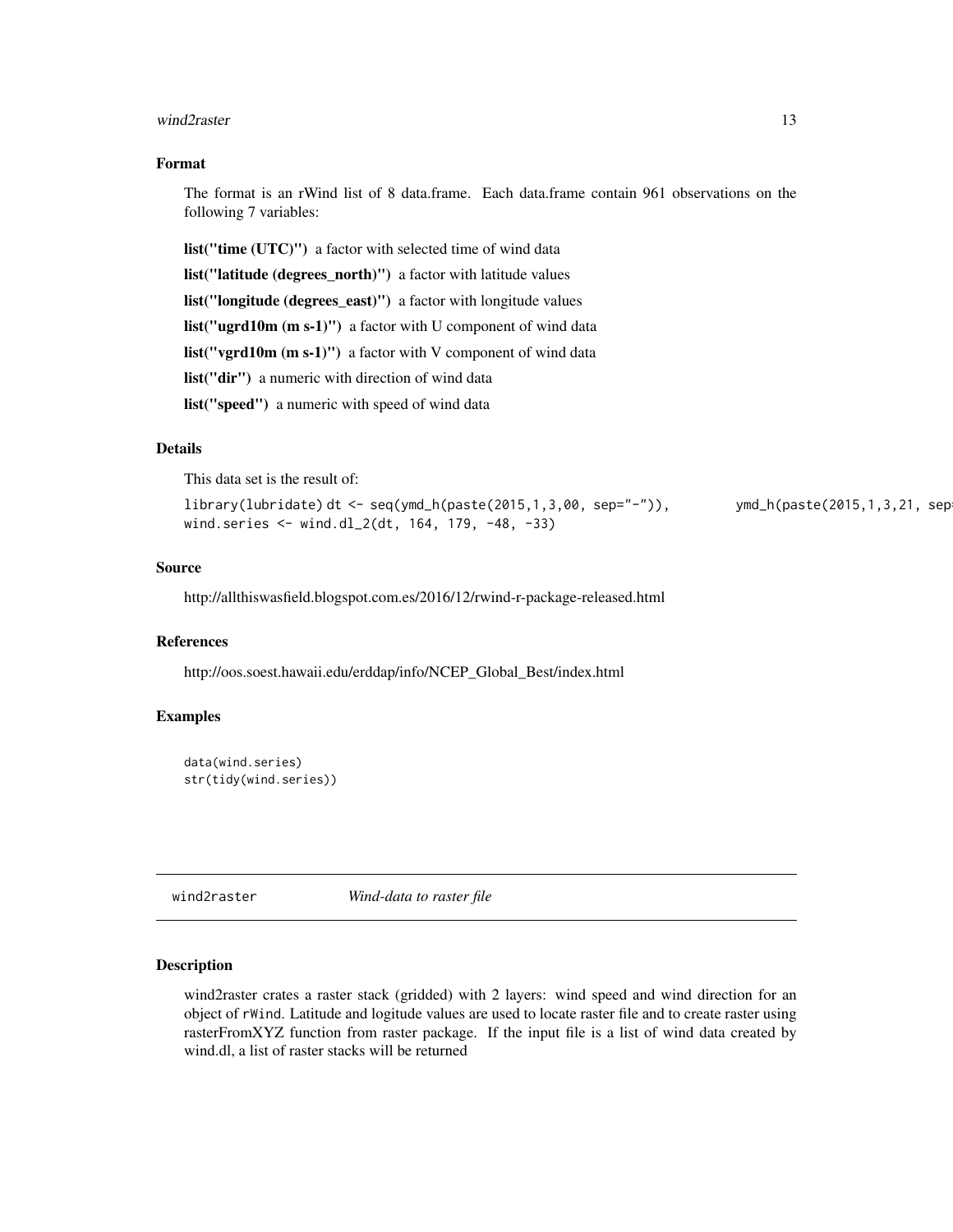### Format

The format is an rWind list of 8 data.frame. Each data.frame contain 961 observations on the following 7 variables:

**list("time (UTC)")** a factor with selected time of wind data

**list("latitude (degrees_north)")** a factor with latitude values

**list("longitude (degrees_east)")** a factor with longitude values

**list("ugrd10m (m s-1)")** a factor with U component of wind data

**list("vgrd10m (m s-1)")** a factor with V component of wind data

**list("dir")** a numeric with direction of wind data

**list("speed")** a numeric with speed of wind data

### Details

This data set is the result of:

```
library(lubridate) dt <- seq(ymd_h(paste(2015,1,3,00, sep="-")),        ymd_h(paste(2015,1,3,21, sep
wind.series <- wind.dl_2(dt, 164, 179, -48, -33)
```

### Source

http://allthiswasfield.blogspot.com.es/2016/12/rwind-r-package-released.html

### References

http://oos.soest.hawaii.edu/erddap/info/NCEP_Global_Best/index.html

### Examples

```
data(wind.series)
str(tidy(wind.series))
```

---

## wind2raster *Wind-data to raster file*

### Description

wind2raster crates a raster stack (gridded) with 2 layers: wind speed and wind direction for an object of rWind. Latitude and logitude values are used to locate raster file and to create raster using rasterFromXYZ function from raster package. If the input file is a list of wind data created by wind.dl, a list of raster stacks will be returned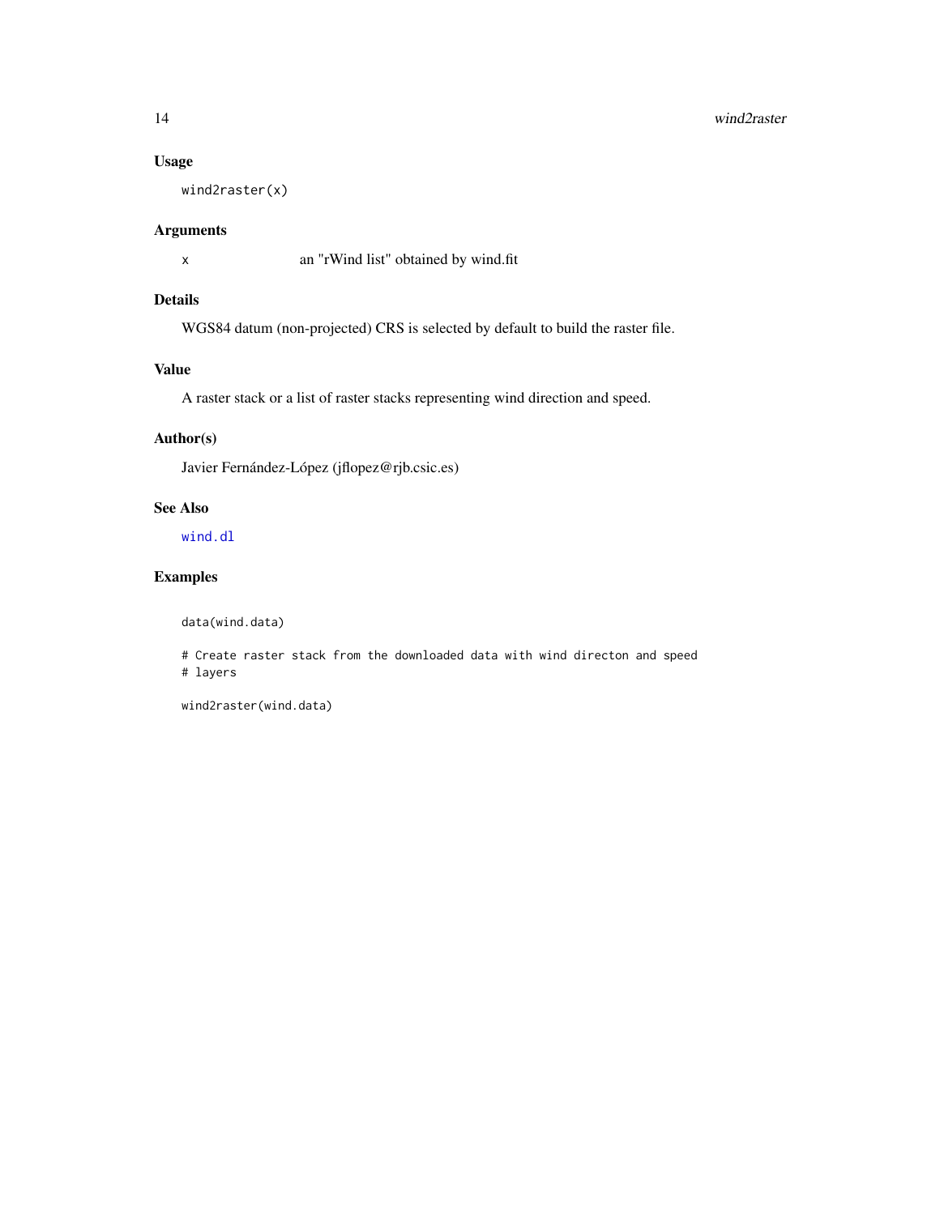### Usage

```
wind2raster(x)
```

### Arguments

| | |
|---|---|
| `x` | an "rWind list" obtained by wind.fit |

### Details

WGS84 datum (non-projected) CRS is selected by default to build the raster file.

### Value

A raster stack or a list of raster stacks representing wind direction and speed.

### Author(s)

Javier Fernández-López (jflopez@rjb.csic.es)

### See Also

`wind.dl`

### Examples

```
data(wind.data)

# Create raster stack from the downloaded data with wind directon and speed
# layers

wind2raster(wind.data)
```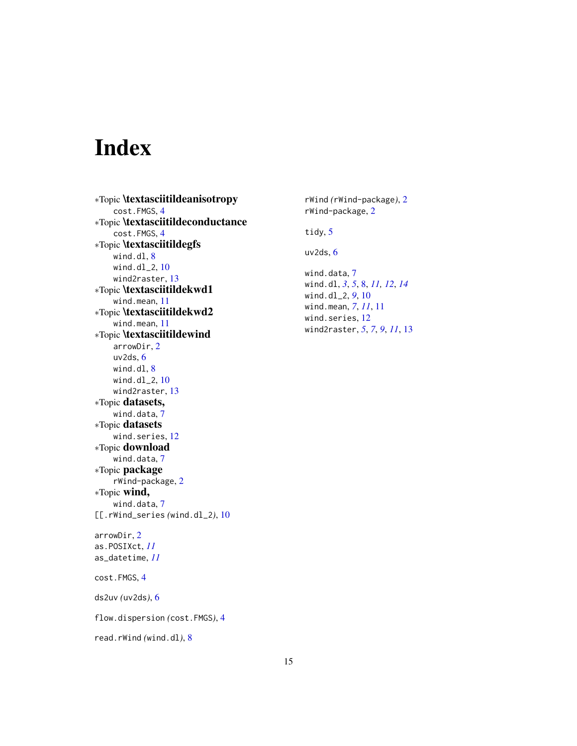# Index

*Topic **\textasciitildeanisotropy**
  cost.FMGS, 4
*Topic **\textasciitildeconductance**
  cost.FMGS, 4
*Topic **\textasciitildegfs**
  wind.dl, 8
  wind.dl_2, 10
  wind2raster, 13
*Topic **\textasciitildekwd1**
  wind.mean, 11
*Topic **\textasciitildekwd2**
  wind.mean, 11
*Topic **\textasciitildewind**
  arrowDir, 2
  uv2ds, 6
  wind.dl, 8
  wind.dl_2, 10
  wind2raster, 13
*Topic **datasets,**
  wind.data, 7
*Topic **datasets**
  wind.series, 12
*Topic **download**
  wind.data, 7
*Topic **package**
  rWind-package, 2
*Topic **wind,**
  wind.data, 7
[[.rWind_series *(wind.dl_2)*, 10

arrowDir, 2
as.POSIXct, *11*
as_datetime, *11*

cost.FMGS, 4

ds2uv *(uv2ds)*, 6

flow.dispersion *(cost.FMGS)*, 4

read.rWind *(wind.dl)*, 8

rWind *(rWind-package)*, 2
rWind-package, 2

tidy, 5

uv2ds, 6

wind.data, 7
wind.dl, *3*, *5*, 8, *11*, *12*, *14*
wind.dl_2, *9*, 10
wind.mean, *7*, *11*, 11
wind.series, 12
wind2raster, *5*, *7*, *9*, *11*, 13